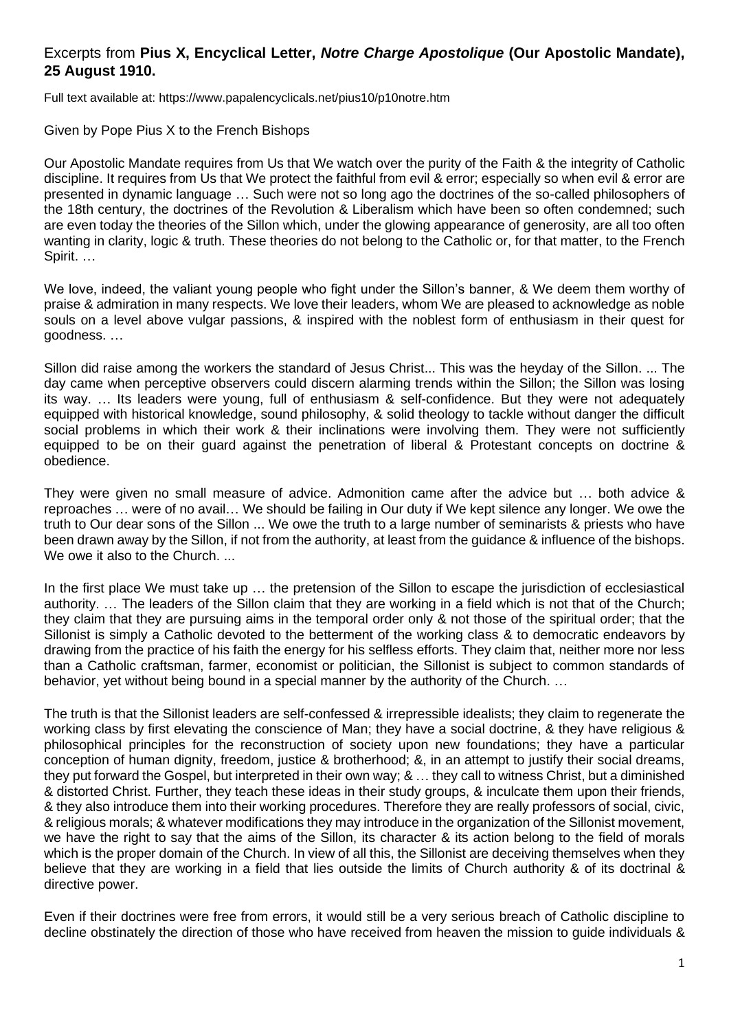## Excerpts from **Pius X, Encyclical Letter, *Notre Charge Apostolique* (Our Apostolic Mandate), 25 August 1910.**

Full text available at: https://www.papalencyclicals.net/pius10/p10notre.htm

Given by Pope Pius X to the French Bishops

Our Apostolic Mandate requires from Us that We watch over the purity of the Faith & the integrity of Catholic discipline. It requires from Us that We protect the faithful from evil & error; especially so when evil & error are presented in dynamic language … Such were not so long ago the doctrines of the so-called philosophers of the 18th century, the doctrines of the Revolution & Liberalism which have been so often condemned; such are even today the theories of the Sillon which, under the glowing appearance of generosity, are all too often wanting in clarity, logic & truth. These theories do not belong to the Catholic or, for that matter, to the French Spirit. …

We love, indeed, the valiant young people who fight under the Sillon's banner, & We deem them worthy of praise & admiration in many respects. We love their leaders, whom We are pleased to acknowledge as noble souls on a level above vulgar passions, & inspired with the noblest form of enthusiasm in their quest for goodness. …

Sillon did raise among the workers the standard of Jesus Christ... This was the heyday of the Sillon. ... The day came when perceptive observers could discern alarming trends within the Sillon; the Sillon was losing its way. … Its leaders were young, full of enthusiasm & self-confidence. But they were not adequately equipped with historical knowledge, sound philosophy, & solid theology to tackle without danger the difficult social problems in which their work & their inclinations were involving them. They were not sufficiently equipped to be on their guard against the penetration of liberal & Protestant concepts on doctrine & obedience.

They were given no small measure of advice. Admonition came after the advice but … both advice & reproaches … were of no avail… We should be failing in Our duty if We kept silence any longer. We owe the truth to Our dear sons of the Sillon ... We owe the truth to a large number of seminarists & priests who have been drawn away by the Sillon, if not from the authority, at least from the guidance & influence of the bishops. We owe it also to the Church. ...

In the first place We must take up … the pretension of the Sillon to escape the jurisdiction of ecclesiastical authority. … The leaders of the Sillon claim that they are working in a field which is not that of the Church; they claim that they are pursuing aims in the temporal order only & not those of the spiritual order; that the Sillonist is simply a Catholic devoted to the betterment of the working class & to democratic endeavors by drawing from the practice of his faith the energy for his selfless efforts. They claim that, neither more nor less than a Catholic craftsman, farmer, economist or politician, the Sillonist is subject to common standards of behavior, yet without being bound in a special manner by the authority of the Church. …

The truth is that the Sillonist leaders are self-confessed & irrepressible idealists; they claim to regenerate the working class by first elevating the conscience of Man; they have a social doctrine, & they have religious & philosophical principles for the reconstruction of society upon new foundations; they have a particular conception of human dignity, freedom, justice & brotherhood; &, in an attempt to justify their social dreams, they put forward the Gospel, but interpreted in their own way; & … they call to witness Christ, but a diminished & distorted Christ. Further, they teach these ideas in their study groups, & inculcate them upon their friends, & they also introduce them into their working procedures. Therefore they are really professors of social, civic, & religious morals; & whatever modifications they may introduce in the organization of the Sillonist movement, we have the right to say that the aims of the Sillon, its character & its action belong to the field of morals which is the proper domain of the Church. In view of all this, the Sillonist are deceiving themselves when they believe that they are working in a field that lies outside the limits of Church authority & of its doctrinal & directive power.

Even if their doctrines were free from errors, it would still be a very serious breach of Catholic discipline to decline obstinately the direction of those who have received from heaven the mission to guide individuals &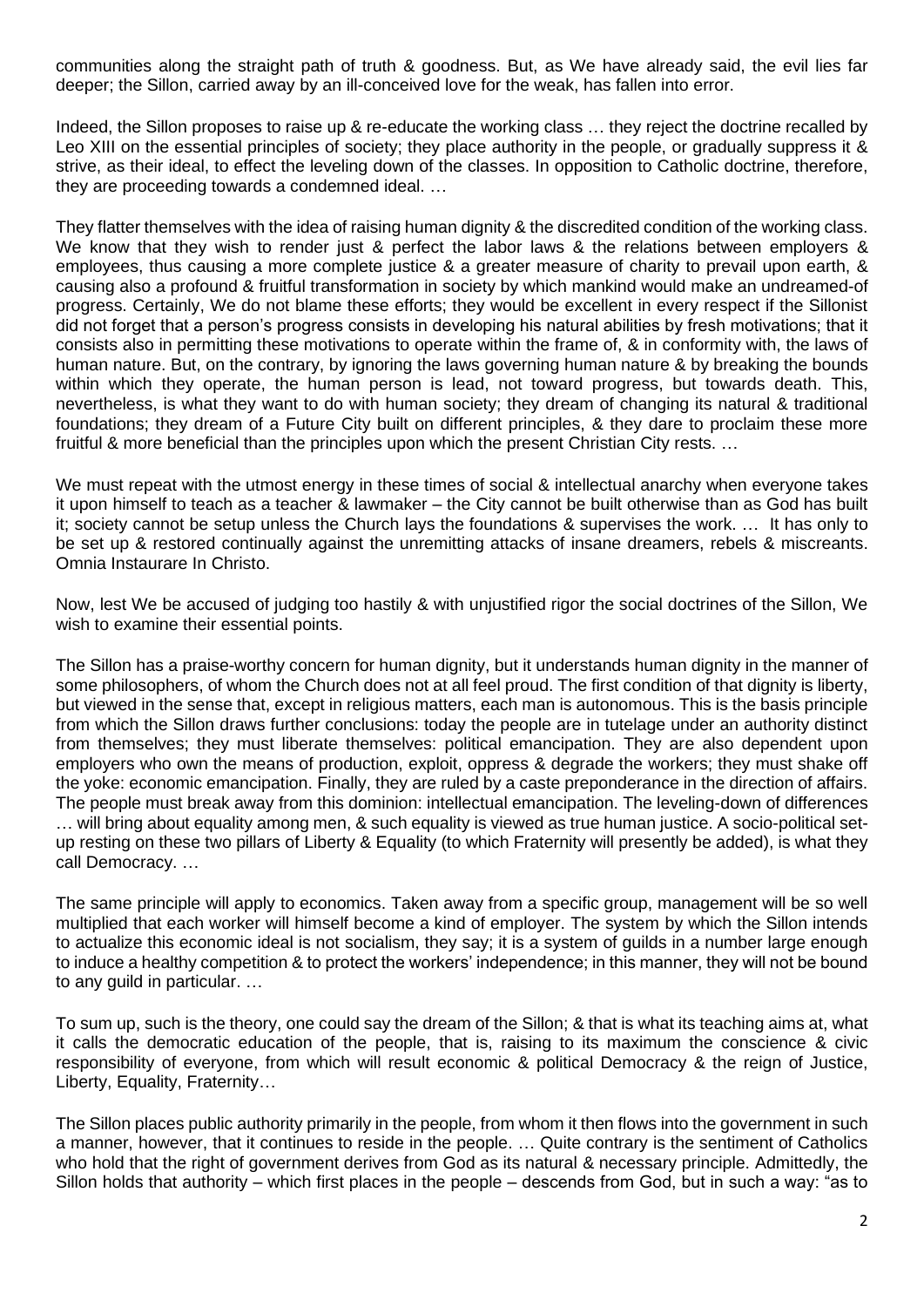communities along the straight path of truth & goodness. But, as We have already said, the evil lies far deeper; the Sillon, carried away by an ill-conceived love for the weak, has fallen into error.

Indeed, the Sillon proposes to raise up & re-educate the working class … they reject the doctrine recalled by Leo XIII on the essential principles of society; they place authority in the people, or gradually suppress it & strive, as their ideal, to effect the leveling down of the classes. In opposition to Catholic doctrine, therefore, they are proceeding towards a condemned ideal. …

They flatter themselves with the idea of raising human dignity & the discredited condition of the working class. We know that they wish to render just & perfect the labor laws & the relations between employers & employees, thus causing a more complete justice & a greater measure of charity to prevail upon earth, & causing also a profound & fruitful transformation in society by which mankind would make an undreamed-of progress. Certainly, We do not blame these efforts; they would be excellent in every respect if the Sillonist did not forget that a person's progress consists in developing his natural abilities by fresh motivations; that it consists also in permitting these motivations to operate within the frame of, & in conformity with, the laws of human nature. But, on the contrary, by ignoring the laws governing human nature & by breaking the bounds within which they operate, the human person is lead, not toward progress, but towards death. This, nevertheless, is what they want to do with human society; they dream of changing its natural & traditional foundations; they dream of a Future City built on different principles, & they dare to proclaim these more fruitful & more beneficial than the principles upon which the present Christian City rests. …

We must repeat with the utmost energy in these times of social & intellectual anarchy when everyone takes it upon himself to teach as a teacher & lawmaker – the City cannot be built otherwise than as God has built it; society cannot be setup unless the Church lays the foundations & supervises the work. … It has only to be set up & restored continually against the unremitting attacks of insane dreamers, rebels & miscreants. Omnia Instaurare In Christo.

Now, lest We be accused of judging too hastily & with unjustified rigor the social doctrines of the Sillon, We wish to examine their essential points.

The Sillon has a praise-worthy concern for human dignity, but it understands human dignity in the manner of some philosophers, of whom the Church does not at all feel proud. The first condition of that dignity is liberty, but viewed in the sense that, except in religious matters, each man is autonomous. This is the basis principle from which the Sillon draws further conclusions: today the people are in tutelage under an authority distinct from themselves; they must liberate themselves: political emancipation. They are also dependent upon employers who own the means of production, exploit, oppress & degrade the workers; they must shake off the yoke: economic emancipation. Finally, they are ruled by a caste preponderance in the direction of affairs. The people must break away from this dominion: intellectual emancipation. The leveling-down of differences … will bring about equality among men, & such equality is viewed as true human justice. A socio-political set-up resting on these two pillars of Liberty & Equality (to which Fraternity will presently be added), is what they call Democracy. …

The same principle will apply to economics. Taken away from a specific group, management will be so well multiplied that each worker will himself become a kind of employer. The system by which the Sillon intends to actualize this economic ideal is not socialism, they say; it is a system of guilds in a number large enough to induce a healthy competition & to protect the workers' independence; in this manner, they will not be bound to any guild in particular. …

To sum up, such is the theory, one could say the dream of the Sillon; & that is what its teaching aims at, what it calls the democratic education of the people, that is, raising to its maximum the conscience & civic responsibility of everyone, from which will result economic & political Democracy & the reign of Justice, Liberty, Equality, Fraternity…

The Sillon places public authority primarily in the people, from whom it then flows into the government in such a manner, however, that it continues to reside in the people. … Quite contrary is the sentiment of Catholics who hold that the right of government derives from God as its natural & necessary principle. Admittedly, the Sillon holds that authority – which first places in the people – descends from God, but in such a way: "as to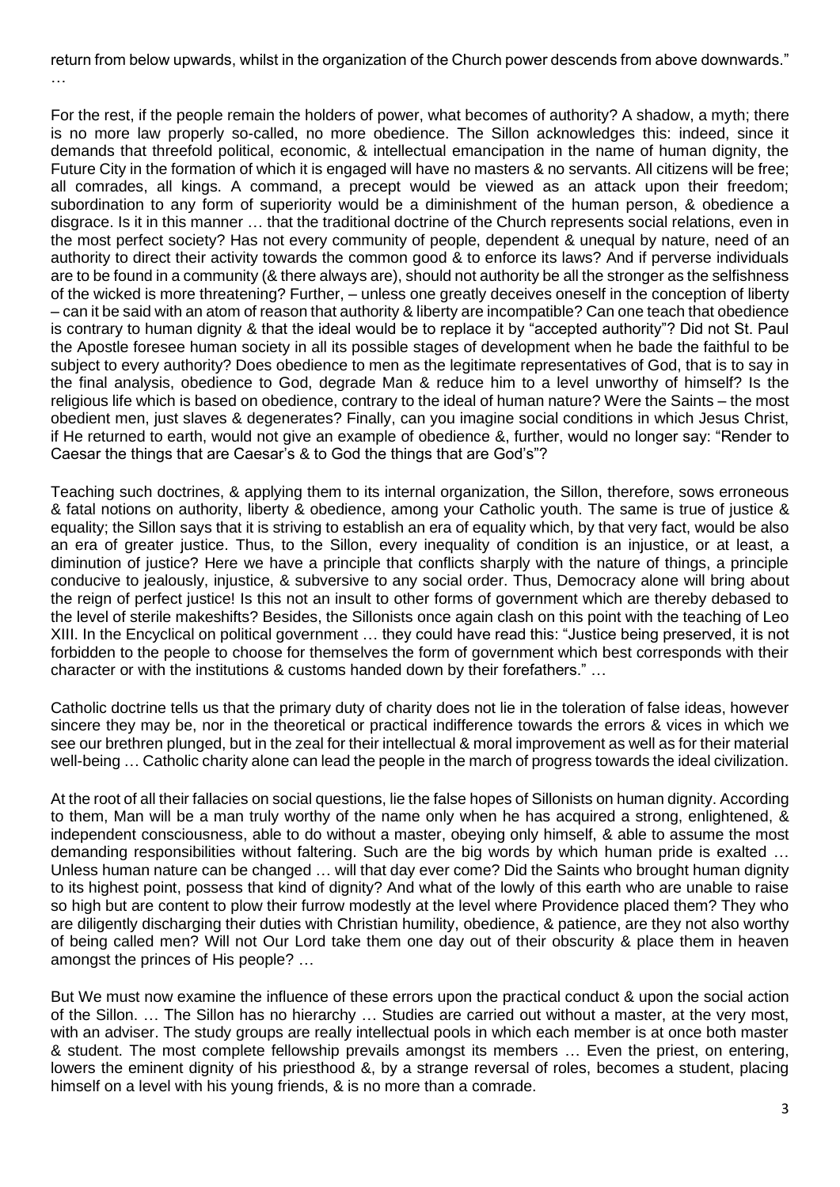return from below upwards, whilst in the organization of the Church power descends from above downwards." …

For the rest, if the people remain the holders of power, what becomes of authority? A shadow, a myth; there is no more law properly so-called, no more obedience. The Sillon acknowledges this: indeed, since it demands that threefold political, economic, & intellectual emancipation in the name of human dignity, the Future City in the formation of which it is engaged will have no masters & no servants. All citizens will be free; all comrades, all kings. A command, a precept would be viewed as an attack upon their freedom; subordination to any form of superiority would be a diminishment of the human person, & obedience a disgrace. Is it in this manner … that the traditional doctrine of the Church represents social relations, even in the most perfect society? Has not every community of people, dependent & unequal by nature, need of an authority to direct their activity towards the common good & to enforce its laws? And if perverse individuals are to be found in a community (& there always are), should not authority be all the stronger as the selfishness of the wicked is more threatening? Further, – unless one greatly deceives oneself in the conception of liberty – can it be said with an atom of reason that authority & liberty are incompatible? Can one teach that obedience is contrary to human dignity & that the ideal would be to replace it by "accepted authority"? Did not St. Paul the Apostle foresee human society in all its possible stages of development when he bade the faithful to be subject to every authority? Does obedience to men as the legitimate representatives of God, that is to say in the final analysis, obedience to God, degrade Man & reduce him to a level unworthy of himself? Is the religious life which is based on obedience, contrary to the ideal of human nature? Were the Saints – the most obedient men, just slaves & degenerates? Finally, can you imagine social conditions in which Jesus Christ, if He returned to earth, would not give an example of obedience &, further, would no longer say: "Render to Caesar the things that are Caesar's & to God the things that are God's"?

Teaching such doctrines, & applying them to its internal organization, the Sillon, therefore, sows erroneous & fatal notions on authority, liberty & obedience, among your Catholic youth. The same is true of justice & equality; the Sillon says that it is striving to establish an era of equality which, by that very fact, would be also an era of greater justice. Thus, to the Sillon, every inequality of condition is an injustice, or at least, a diminution of justice? Here we have a principle that conflicts sharply with the nature of things, a principle conducive to jealously, injustice, & subversive to any social order. Thus, Democracy alone will bring about the reign of perfect justice! Is this not an insult to other forms of government which are thereby debased to the level of sterile makeshifts? Besides, the Sillonists once again clash on this point with the teaching of Leo XIII. In the Encyclical on political government … they could have read this: "Justice being preserved, it is not forbidden to the people to choose for themselves the form of government which best corresponds with their character or with the institutions & customs handed down by their forefathers." …

Catholic doctrine tells us that the primary duty of charity does not lie in the toleration of false ideas, however sincere they may be, nor in the theoretical or practical indifference towards the errors & vices in which we see our brethren plunged, but in the zeal for their intellectual & moral improvement as well as for their material well-being … Catholic charity alone can lead the people in the march of progress towards the ideal civilization.

At the root of all their fallacies on social questions, lie the false hopes of Sillonists on human dignity. According to them, Man will be a man truly worthy of the name only when he has acquired a strong, enlightened, & independent consciousness, able to do without a master, obeying only himself, & able to assume the most demanding responsibilities without faltering. Such are the big words by which human pride is exalted … Unless human nature can be changed … will that day ever come? Did the Saints who brought human dignity to its highest point, possess that kind of dignity? And what of the lowly of this earth who are unable to raise so high but are content to plow their furrow modestly at the level where Providence placed them? They who are diligently discharging their duties with Christian humility, obedience, & patience, are they not also worthy of being called men? Will not Our Lord take them one day out of their obscurity & place them in heaven amongst the princes of His people? …

But We must now examine the influence of these errors upon the practical conduct & upon the social action of the Sillon. … The Sillon has no hierarchy … Studies are carried out without a master, at the very most, with an adviser. The study groups are really intellectual pools in which each member is at once both master & student. The most complete fellowship prevails amongst its members … Even the priest, on entering, lowers the eminent dignity of his priesthood &, by a strange reversal of roles, becomes a student, placing himself on a level with his young friends, & is no more than a comrade.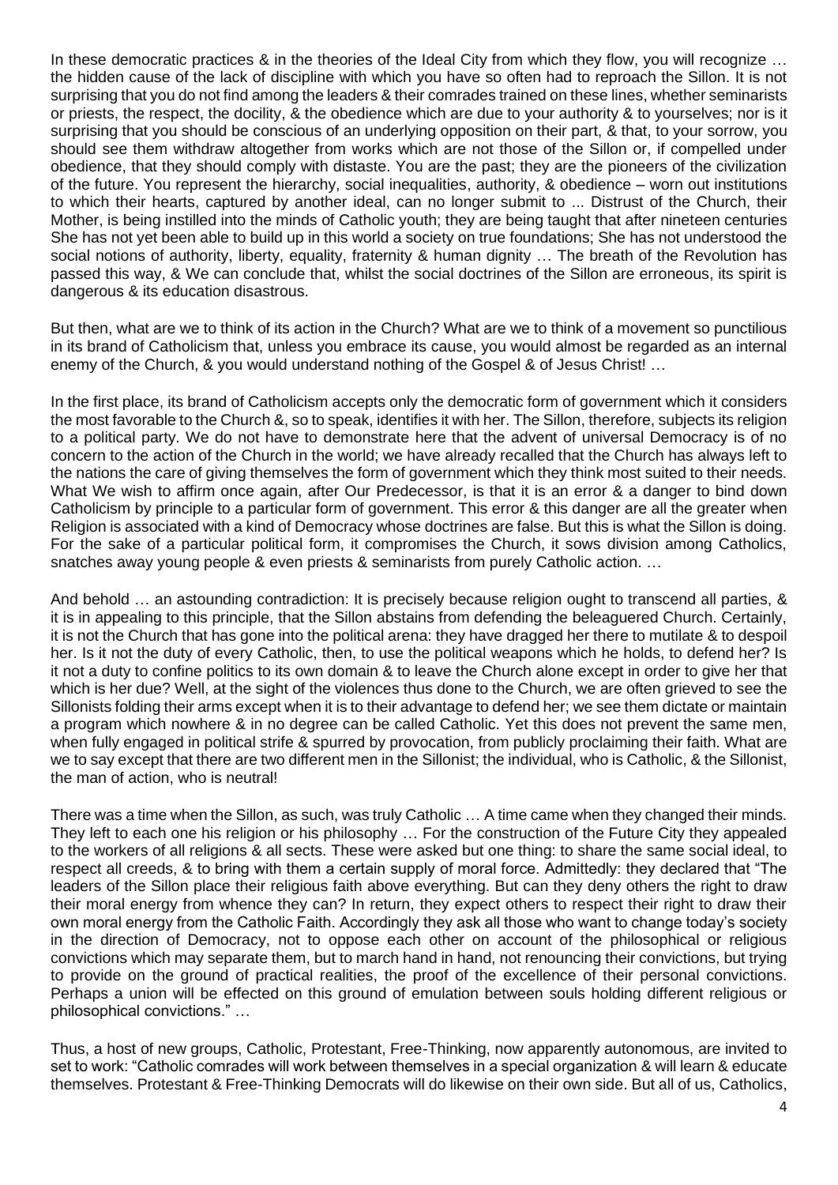In these democratic practices & in the theories of the Ideal City from which they flow, you will recognize … the hidden cause of the lack of discipline with which you have so often had to reproach the Sillon. It is not surprising that you do not find among the leaders & their comrades trained on these lines, whether seminarists or priests, the respect, the docility, & the obedience which are due to your authority & to yourselves; nor is it surprising that you should be conscious of an underlying opposition on their part, & that, to your sorrow, you should see them withdraw altogether from works which are not those of the Sillon or, if compelled under obedience, that they should comply with distaste. You are the past; they are the pioneers of the civilization of the future. You represent the hierarchy, social inequalities, authority, & obedience – worn out institutions to which their hearts, captured by another ideal, can no longer submit to ... Distrust of the Church, their Mother, is being instilled into the minds of Catholic youth; they are being taught that after nineteen centuries She has not yet been able to build up in this world a society on true foundations; She has not understood the social notions of authority, liberty, equality, fraternity & human dignity … The breath of the Revolution has passed this way, & We can conclude that, whilst the social doctrines of the Sillon are erroneous, its spirit is dangerous & its education disastrous.

But then, what are we to think of its action in the Church? What are we to think of a movement so punctilious in its brand of Catholicism that, unless you embrace its cause, you would almost be regarded as an internal enemy of the Church, & you would understand nothing of the Gospel & of Jesus Christ! …

In the first place, its brand of Catholicism accepts only the democratic form of government which it considers the most favorable to the Church &, so to speak, identifies it with her. The Sillon, therefore, subjects its religion to a political party. We do not have to demonstrate here that the advent of universal Democracy is of no concern to the action of the Church in the world; we have already recalled that the Church has always left to the nations the care of giving themselves the form of government which they think most suited to their needs. What We wish to affirm once again, after Our Predecessor, is that it is an error & a danger to bind down Catholicism by principle to a particular form of government. This error & this danger are all the greater when Religion is associated with a kind of Democracy whose doctrines are false. But this is what the Sillon is doing. For the sake of a particular political form, it compromises the Church, it sows division among Catholics, snatches away young people & even priests & seminarists from purely Catholic action. …

And behold … an astounding contradiction: It is precisely because religion ought to transcend all parties, & it is in appealing to this principle, that the Sillon abstains from defending the beleaguered Church. Certainly, it is not the Church that has gone into the political arena: they have dragged her there to mutilate & to despoil her. Is it not the duty of every Catholic, then, to use the political weapons which he holds, to defend her? Is it not a duty to confine politics to its own domain & to leave the Church alone except in order to give her that which is her due? Well, at the sight of the violences thus done to the Church, we are often grieved to see the Sillonists folding their arms except when it is to their advantage to defend her; we see them dictate or maintain a program which nowhere & in no degree can be called Catholic. Yet this does not prevent the same men, when fully engaged in political strife & spurred by provocation, from publicly proclaiming their faith. What are we to say except that there are two different men in the Sillonist; the individual, who is Catholic, & the Sillonist, the man of action, who is neutral!

There was a time when the Sillon, as such, was truly Catholic … A time came when they changed their minds. They left to each one his religion or his philosophy … For the construction of the Future City they appealed to the workers of all religions & all sects. These were asked but one thing: to share the same social ideal, to respect all creeds, & to bring with them a certain supply of moral force. Admittedly: they declared that "The leaders of the Sillon place their religious faith above everything. But can they deny others the right to draw their moral energy from whence they can? In return, they expect others to respect their right to draw their own moral energy from the Catholic Faith. Accordingly they ask all those who want to change today's society in the direction of Democracy, not to oppose each other on account of the philosophical or religious convictions which may separate them, but to march hand in hand, not renouncing their convictions, but trying to provide on the ground of practical realities, the proof of the excellence of their personal convictions. Perhaps a union will be effected on this ground of emulation between souls holding different religious or philosophical convictions." …

Thus, a host of new groups, Catholic, Protestant, Free-Thinking, now apparently autonomous, are invited to set to work: "Catholic comrades will work between themselves in a special organization & will learn & educate themselves. Protestant & Free-Thinking Democrats will do likewise on their own side. But all of us, Catholics,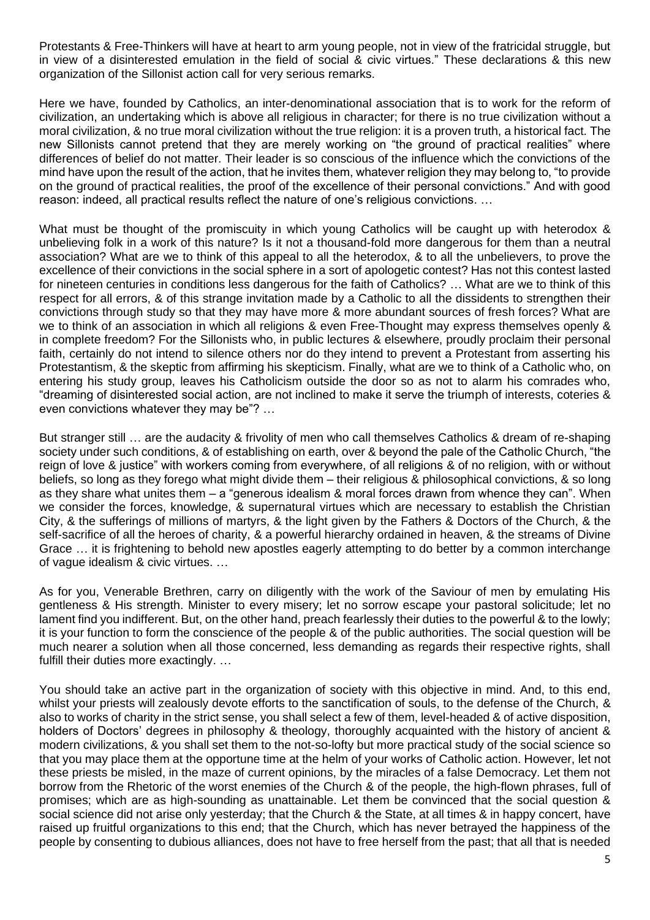Protestants & Free-Thinkers will have at heart to arm young people, not in view of the fratricidal struggle, but in view of a disinterested emulation in the field of social & civic virtues." These declarations & this new organization of the Sillonist action call for very serious remarks.

Here we have, founded by Catholics, an inter-denominational association that is to work for the reform of civilization, an undertaking which is above all religious in character; for there is no true civilization without a moral civilization, & no true moral civilization without the true religion: it is a proven truth, a historical fact. The new Sillonists cannot pretend that they are merely working on "the ground of practical realities" where differences of belief do not matter. Their leader is so conscious of the influence which the convictions of the mind have upon the result of the action, that he invites them, whatever religion they may belong to, "to provide on the ground of practical realities, the proof of the excellence of their personal convictions." And with good reason: indeed, all practical results reflect the nature of one's religious convictions. …

What must be thought of the promiscuity in which young Catholics will be caught up with heterodox & unbelieving folk in a work of this nature? Is it not a thousand-fold more dangerous for them than a neutral association? What are we to think of this appeal to all the heterodox, & to all the unbelievers, to prove the excellence of their convictions in the social sphere in a sort of apologetic contest? Has not this contest lasted for nineteen centuries in conditions less dangerous for the faith of Catholics? … What are we to think of this respect for all errors, & of this strange invitation made by a Catholic to all the dissidents to strengthen their convictions through study so that they may have more & more abundant sources of fresh forces? What are we to think of an association in which all religions & even Free-Thought may express themselves openly & in complete freedom? For the Sillonists who, in public lectures & elsewhere, proudly proclaim their personal faith, certainly do not intend to silence others nor do they intend to prevent a Protestant from asserting his Protestantism, & the skeptic from affirming his skepticism. Finally, what are we to think of a Catholic who, on entering his study group, leaves his Catholicism outside the door so as not to alarm his comrades who, "dreaming of disinterested social action, are not inclined to make it serve the triumph of interests, coteries & even convictions whatever they may be"? …

But stranger still … are the audacity & frivolity of men who call themselves Catholics & dream of re-shaping society under such conditions, & of establishing on earth, over & beyond the pale of the Catholic Church, "the reign of love & justice" with workers coming from everywhere, of all religions & of no religion, with or without beliefs, so long as they forego what might divide them – their religious & philosophical convictions, & so long as they share what unites them – a "generous idealism & moral forces drawn from whence they can". When we consider the forces, knowledge, & supernatural virtues which are necessary to establish the Christian City, & the sufferings of millions of martyrs, & the light given by the Fathers & Doctors of the Church, & the self-sacrifice of all the heroes of charity, & a powerful hierarchy ordained in heaven, & the streams of Divine Grace … it is frightening to behold new apostles eagerly attempting to do better by a common interchange of vague idealism & civic virtues. …

As for you, Venerable Brethren, carry on diligently with the work of the Saviour of men by emulating His gentleness & His strength. Minister to every misery; let no sorrow escape your pastoral solicitude; let no lament find you indifferent. But, on the other hand, preach fearlessly their duties to the powerful & to the lowly; it is your function to form the conscience of the people & of the public authorities. The social question will be much nearer a solution when all those concerned, less demanding as regards their respective rights, shall fulfill their duties more exactingly. …

You should take an active part in the organization of society with this objective in mind. And, to this end, whilst your priests will zealously devote efforts to the sanctification of souls, to the defense of the Church, & also to works of charity in the strict sense, you shall select a few of them, level-headed & of active disposition, holders of Doctors' degrees in philosophy & theology, thoroughly acquainted with the history of ancient & modern civilizations, & you shall set them to the not-so-lofty but more practical study of the social science so that you may place them at the opportune time at the helm of your works of Catholic action. However, let not these priests be misled, in the maze of current opinions, by the miracles of a false Democracy. Let them not borrow from the Rhetoric of the worst enemies of the Church & of the people, the high-flown phrases, full of promises; which are as high-sounding as unattainable. Let them be convinced that the social question & social science did not arise only yesterday; that the Church & the State, at all times & in happy concert, have raised up fruitful organizations to this end; that the Church, which has never betrayed the happiness of the people by consenting to dubious alliances, does not have to free herself from the past; that all that is needed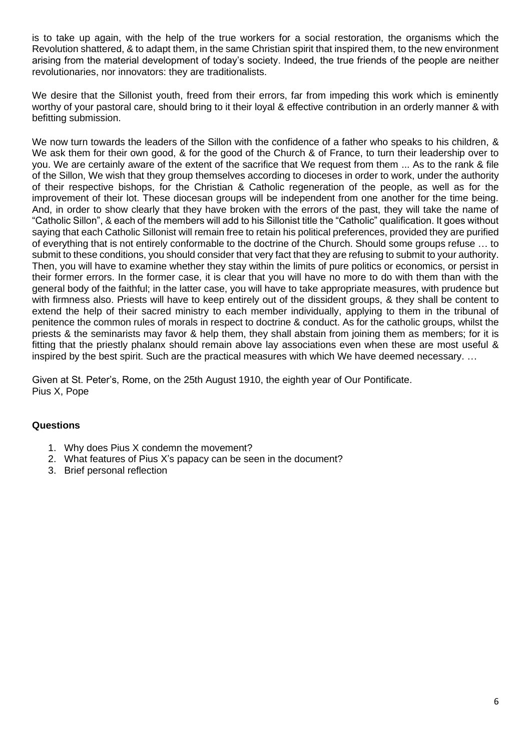is to take up again, with the help of the true workers for a social restoration, the organisms which the Revolution shattered, & to adapt them, in the same Christian spirit that inspired them, to the new environment arising from the material development of today's society. Indeed, the true friends of the people are neither revolutionaries, nor innovators: they are traditionalists.

We desire that the Sillonist youth, freed from their errors, far from impeding this work which is eminently worthy of your pastoral care, should bring to it their loyal & effective contribution in an orderly manner & with befitting submission.

We now turn towards the leaders of the Sillon with the confidence of a father who speaks to his children, & We ask them for their own good, & for the good of the Church & of France, to turn their leadership over to you. We are certainly aware of the extent of the sacrifice that We request from them ... As to the rank & file of the Sillon, We wish that they group themselves according to dioceses in order to work, under the authority of their respective bishops, for the Christian & Catholic regeneration of the people, as well as for the improvement of their lot. These diocesan groups will be independent from one another for the time being. And, in order to show clearly that they have broken with the errors of the past, they will take the name of "Catholic Sillon", & each of the members will add to his Sillonist title the "Catholic" qualification. It goes without saying that each Catholic Sillonist will remain free to retain his political preferences, provided they are purified of everything that is not entirely conformable to the doctrine of the Church. Should some groups refuse … to submit to these conditions, you should consider that very fact that they are refusing to submit to your authority. Then, you will have to examine whether they stay within the limits of pure politics or economics, or persist in their former errors. In the former case, it is clear that you will have no more to do with them than with the general body of the faithful; in the latter case, you will have to take appropriate measures, with prudence but with firmness also. Priests will have to keep entirely out of the dissident groups, & they shall be content to extend the help of their sacred ministry to each member individually, applying to them in the tribunal of penitence the common rules of morals in respect to doctrine & conduct. As for the catholic groups, whilst the priests & the seminarists may favor & help them, they shall abstain from joining them as members; for it is fitting that the priestly phalanx should remain above lay associations even when these are most useful & inspired by the best spirit. Such are the practical measures with which We have deemed necessary. …

Given at St. Peter's, Rome, on the 25th August 1910, the eighth year of Our Pontificate.
Pius X, Pope

**Questions**

1. Why does Pius X condemn the movement?
2. What features of Pius X's papacy can be seen in the document?
3. Brief personal reflection